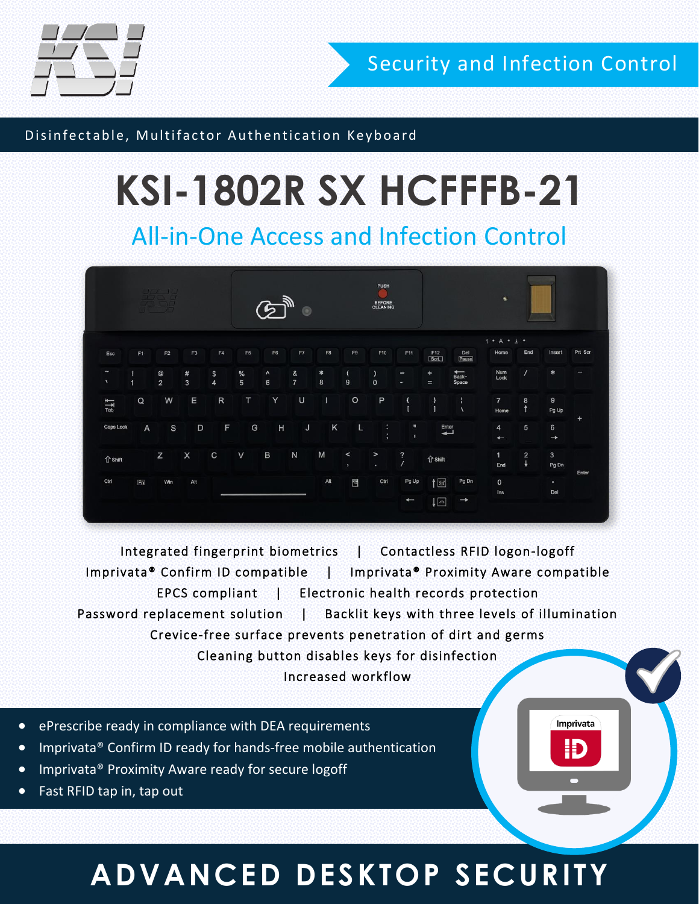Security and Infection Control

Disinfectable, Multifactor Authentication Keyboard

# KSI-1802R SX HCFFFB-21

## All-in-One Access and Infection Control

Integrated fingerprint biometrics | Contactless RFID logon-logoff
Imprivata® Confirm ID compatible | Imprivata® Proximity Aware compatible
EPCS compliant | Electronic health records protection
Password replacement solution | Backlit keys with three levels of illumination
Crevice-free surface prevents penetration of dirt and germs
Cleaning button disables keys for disinfection
Increased workflow

- ePrescribe ready in compliance with DEA requirements
- Imprivata® Confirm ID ready for hands-free mobile authentication
- Imprivata® Proximity Aware ready for secure logoff
- Fast RFID tap in, tap out

# ADVANCED DESKTOP SECURITY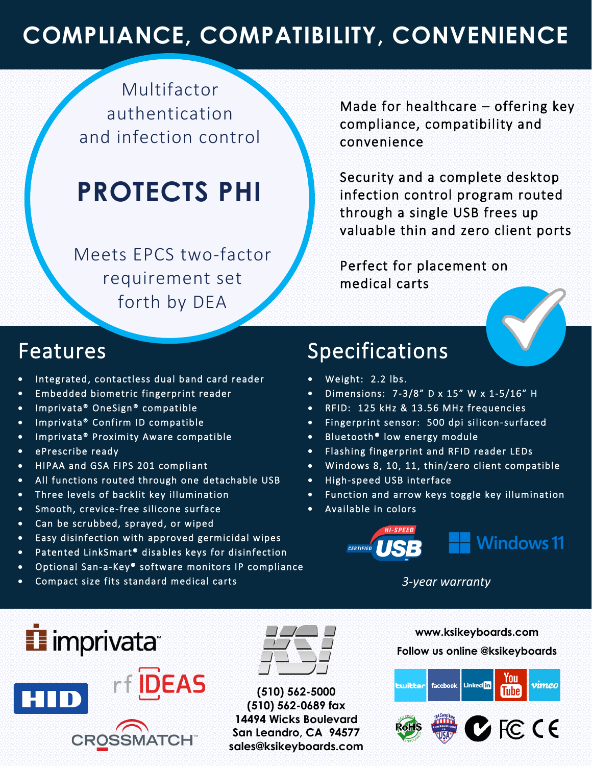# COMPLIANCE, COMPATIBILITY, CONVENIENCE

Multifactor authentication and infection control

**PROTECTS PHI**

Meets EPCS two-factor requirement set forth by DEA

Made for healthcare – offering key compliance, compatibility and convenience

Security and a complete desktop infection control program routed through a single USB frees up valuable thin and zero client ports

Perfect for placement on medical carts

## Features

- Integrated, contactless dual band card reader
- Embedded biometric fingerprint reader
- Imprivata® OneSign® compatible
- Imprivata® Confirm ID compatible
- Imprivata® Proximity Aware compatible
- ePrescribe ready
- HIPAA and GSA FIPS 201 compliant
- All functions routed through one detachable USB
- Three levels of backlit key illumination
- Smooth, crevice-free silicone surface
- Can be scrubbed, sprayed, or wiped
- Easy disinfection with approved germicidal wipes
- Patented LinkSmart® disables keys for disinfection
- Optional San-a-Key® software monitors IP compliance
- Compact size fits standard medical carts

## Specifications

- Weight: 2.2 lbs.
- Dimensions: 7-3/8" D x 15" W x 1-5/16" H
- RFID: 125 kHz & 13.56 MHz frequencies
- Fingerprint sensor: 500 dpi silicon-surfaced
- Bluetooth® low energy module
- Flashing fingerprint and RFID reader LEDs
- Windows 8, 10, 11, thin/zero client compatible
- High-speed USB interface
- Function and arrow keys toggle key illumination
- Available in colors

*3-year warranty*

(510) 562-5000
(510) 562-0689 fax
14494 Wicks Boulevard
San Leandro, CA 94577
sales@ksikeyboards.com

www.ksikeyboards.com
Follow us online @ksikeyboards